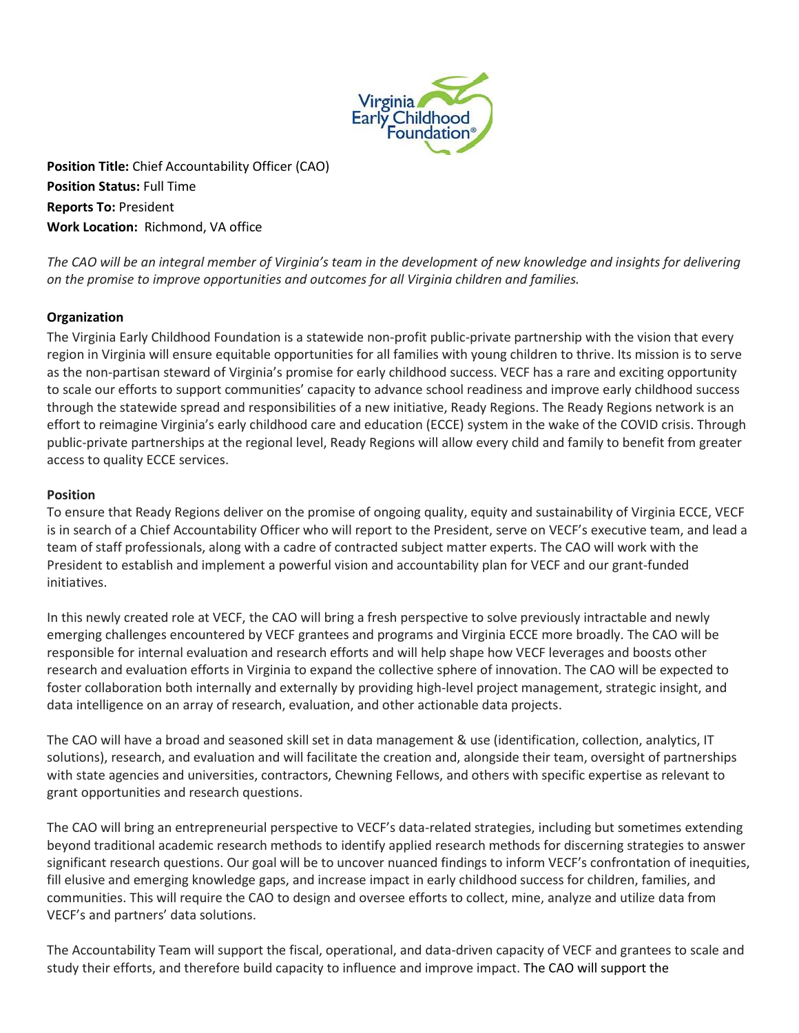**Position Title:** Chief Accountability Officer (CAO)
**Position Status:** Full Time
**Reports To:** President
**Work Location:** Richmond, VA office

*The CAO will be an integral member of Virginia's team in the development of new knowledge and insights for delivering on the promise to improve opportunities and outcomes for all Virginia children and families.*

**Organization**

The Virginia Early Childhood Foundation is a statewide non-profit public-private partnership with the vision that every region in Virginia will ensure equitable opportunities for all families with young children to thrive. Its mission is to serve as the non-partisan steward of Virginia's promise for early childhood success. VECF has a rare and exciting opportunity to scale our efforts to support communities' capacity to advance school readiness and improve early childhood success through the statewide spread and responsibilities of a new initiative, Ready Regions. The Ready Regions network is an effort to reimagine Virginia's early childhood care and education (ECCE) system in the wake of the COVID crisis. Through public-private partnerships at the regional level, Ready Regions will allow every child and family to benefit from greater access to quality ECCE services.

**Position**

To ensure that Ready Regions deliver on the promise of ongoing quality, equity and sustainability of Virginia ECCE, VECF is in search of a Chief Accountability Officer who will report to the President, serve on VECF's executive team, and lead a team of staff professionals, along with a cadre of contracted subject matter experts. The CAO will work with the President to establish and implement a powerful vision and accountability plan for VECF and our grant-funded initiatives.

In this newly created role at VECF, the CAO will bring a fresh perspective to solve previously intractable and newly emerging challenges encountered by VECF grantees and programs and Virginia ECCE more broadly. The CAO will be responsible for internal evaluation and research efforts and will help shape how VECF leverages and boosts other research and evaluation efforts in Virginia to expand the collective sphere of innovation. The CAO will be expected to foster collaboration both internally and externally by providing high-level project management, strategic insight, and data intelligence on an array of research, evaluation, and other actionable data projects.

The CAO will have a broad and seasoned skill set in data management & use (identification, collection, analytics, IT solutions), research, and evaluation and will facilitate the creation and, alongside their team, oversight of partnerships with state agencies and universities, contractors, Chewning Fellows, and others with specific expertise as relevant to grant opportunities and research questions.

The CAO will bring an entrepreneurial perspective to VECF's data-related strategies, including but sometimes extending beyond traditional academic research methods to identify applied research methods for discerning strategies to answer significant research questions. Our goal will be to uncover nuanced findings to inform VECF's confrontation of inequities, fill elusive and emerging knowledge gaps, and increase impact in early childhood success for children, families, and communities. This will require the CAO to design and oversee efforts to collect, mine, analyze and utilize data from VECF's and partners' data solutions.

The Accountability Team will support the fiscal, operational, and data-driven capacity of VECF and grantees to scale and study their efforts, and therefore build capacity to influence and improve impact. The CAO will support the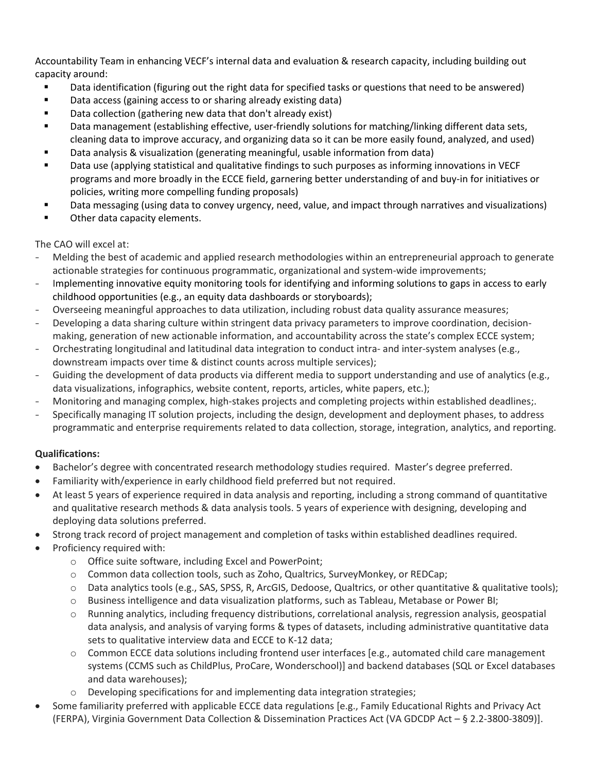Accountability Team in enhancing VECF's internal data and evaluation & research capacity, including building out capacity around:

- Data identification (figuring out the right data for specified tasks or questions that need to be answered)
- Data access (gaining access to or sharing already existing data)
- Data collection (gathering new data that don't already exist)
- Data management (establishing effective, user-friendly solutions for matching/linking different data sets, cleaning data to improve accuracy, and organizing data so it can be more easily found, analyzed, and used)
- Data analysis & visualization (generating meaningful, usable information from data)
- Data use (applying statistical and qualitative findings to such purposes as informing innovations in VECF programs and more broadly in the ECCE field, garnering better understanding of and buy-in for initiatives or policies, writing more compelling funding proposals)
- Data messaging (using data to convey urgency, need, value, and impact through narratives and visualizations)
- Other data capacity elements.

The CAO will excel at:

- Melding the best of academic and applied research methodologies within an entrepreneurial approach to generate actionable strategies for continuous programmatic, organizational and system-wide improvements;
- Implementing innovative equity monitoring tools for identifying and informing solutions to gaps in access to early childhood opportunities (e.g., an equity data dashboards or storyboards);
- Overseeing meaningful approaches to data utilization, including robust data quality assurance measures;
- Developing a data sharing culture within stringent data privacy parameters to improve coordination, decision-making, generation of new actionable information, and accountability across the state's complex ECCE system;
- Orchestrating longitudinal and latitudinal data integration to conduct intra- and inter-system analyses (e.g., downstream impacts over time & distinct counts across multiple services);
- Guiding the development of data products via different media to support understanding and use of analytics (e.g., data visualizations, infographics, website content, reports, articles, white papers, etc.);
- Monitoring and managing complex, high-stakes projects and completing projects within established deadlines;.
- Specifically managing IT solution projects, including the design, development and deployment phases, to address programmatic and enterprise requirements related to data collection, storage, integration, analytics, and reporting.

**Qualifications:**

- Bachelor's degree with concentrated research methodology studies required. Master's degree preferred.
- Familiarity with/experience in early childhood field preferred but not required.
- At least 5 years of experience required in data analysis and reporting, including a strong command of quantitative and qualitative research methods & data analysis tools. 5 years of experience with designing, developing and deploying data solutions preferred.
- Strong track record of project management and completion of tasks within established deadlines required.
- Proficiency required with:
  - Office suite software, including Excel and PowerPoint;
  - Common data collection tools, such as Zoho, Qualtrics, SurveyMonkey, or REDCap;
  - Data analytics tools (e.g., SAS, SPSS, R, ArcGIS, Dedoose, Qualtrics, or other quantitative & qualitative tools);
  - Business intelligence and data visualization platforms, such as Tableau, Metabase or Power BI;
  - Running analytics, including frequency distributions, correlational analysis, regression analysis, geospatial data analysis, and analysis of varying forms & types of datasets, including administrative quantitative data sets to qualitative interview data and ECCE to K-12 data;
  - Common ECCE data solutions including frontend user interfaces [e.g., automated child care management systems (CCMS such as ChildPlus, ProCare, Wonderschool)] and backend databases (SQL or Excel databases and data warehouses);
  - Developing specifications for and implementing data integration strategies;
- Some familiarity preferred with applicable ECCE data regulations [e.g., Family Educational Rights and Privacy Act (FERPA), Virginia Government Data Collection & Dissemination Practices Act (VA GDCDP Act – § 2.2-3800-3809)].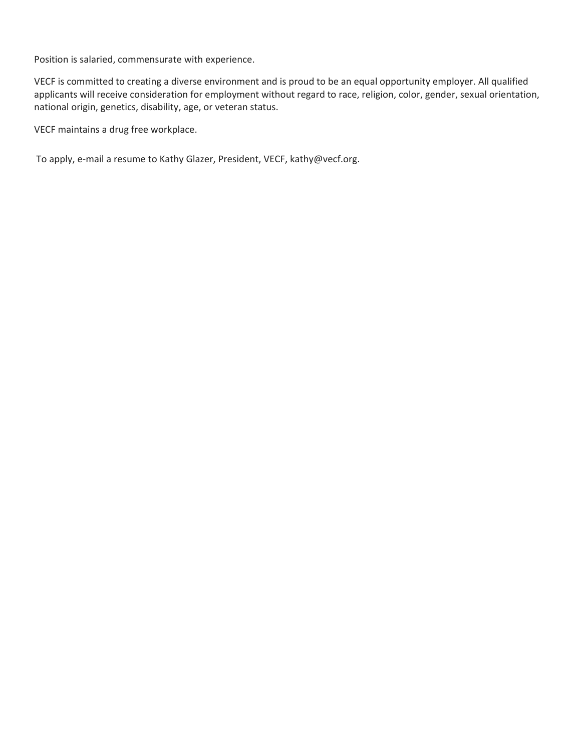Position is salaried, commensurate with experience.

VECF is committed to creating a diverse environment and is proud to be an equal opportunity employer. All qualified applicants will receive consideration for employment without regard to race, religion, color, gender, sexual orientation, national origin, genetics, disability, age, or veteran status.

VECF maintains a drug free workplace.

To apply, e-mail a resume to Kathy Glazer, President, VECF, kathy@vecf.org.